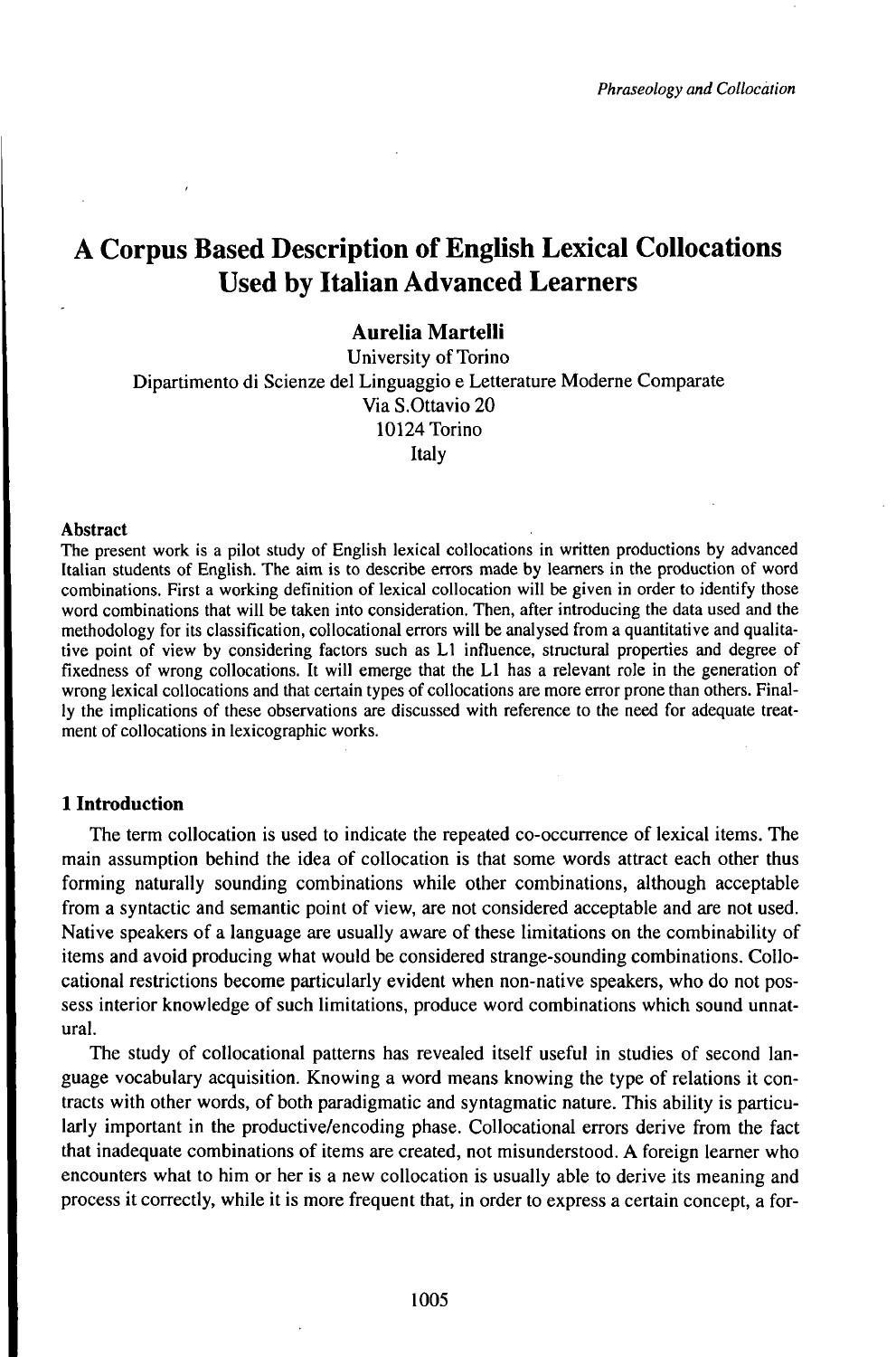# A Corpus Based Description of English Lexical Collocations Used by Italian Advanced Learners

**Aurelia Martelli**

University of Torino
Dipartimento di Scienze del Linguaggio e Letterature Moderne Comparate
Via S.Ottavio 20
10124 Torino
Italy

#### Abstract

The present work is a pilot study of English lexical collocations in written productions by advanced Italian students of English. The aim is to describe errors made by learners in the production of word combinations. First a working definition of lexical collocation will be given in order to identify those word combinations that will be taken into consideration. Then, after introducing the data used and the methodology for its classification, collocational errors will be analysed from a quantitative and qualitative point of view by considering factors such as L1 influence, structural properties and degree of fixedness of wrong collocations. It will emerge that the L1 has a relevant role in the generation of wrong lexical collocations and that certain types of collocations are more error prone than others. Finally the implications of these observations are discussed with reference to the need for adequate treatment of collocations in lexicographic works.

## 1 Introduction

The term collocation is used to indicate the repeated co-occurrence of lexical items. The main assumption behind the idea of collocation is that some words attract each other thus forming naturally sounding combinations while other combinations, although acceptable from a syntactic and semantic point of view, are not considered acceptable and are not used. Native speakers of a language are usually aware of these limitations on the combinability of items and avoid producing what would be considered strange-sounding combinations. Collocational restrictions become particularly evident when non-native speakers, who do not possess interior knowledge of such limitations, produce word combinations which sound unnatural.

The study of collocational patterns has revealed itself useful in studies of second language vocabulary acquisition. Knowing a word means knowing the type of relations it contracts with other words, of both paradigmatic and syntagmatic nature. This ability is particularly important in the productive/encoding phase. Collocational errors derive from the fact that inadequate combinations of items are created, not misunderstood. A foreign learner who encounters what to him or her is a new collocation is usually able to derive its meaning and process it correctly, while it is more frequent that, in order to express a certain concept, a for-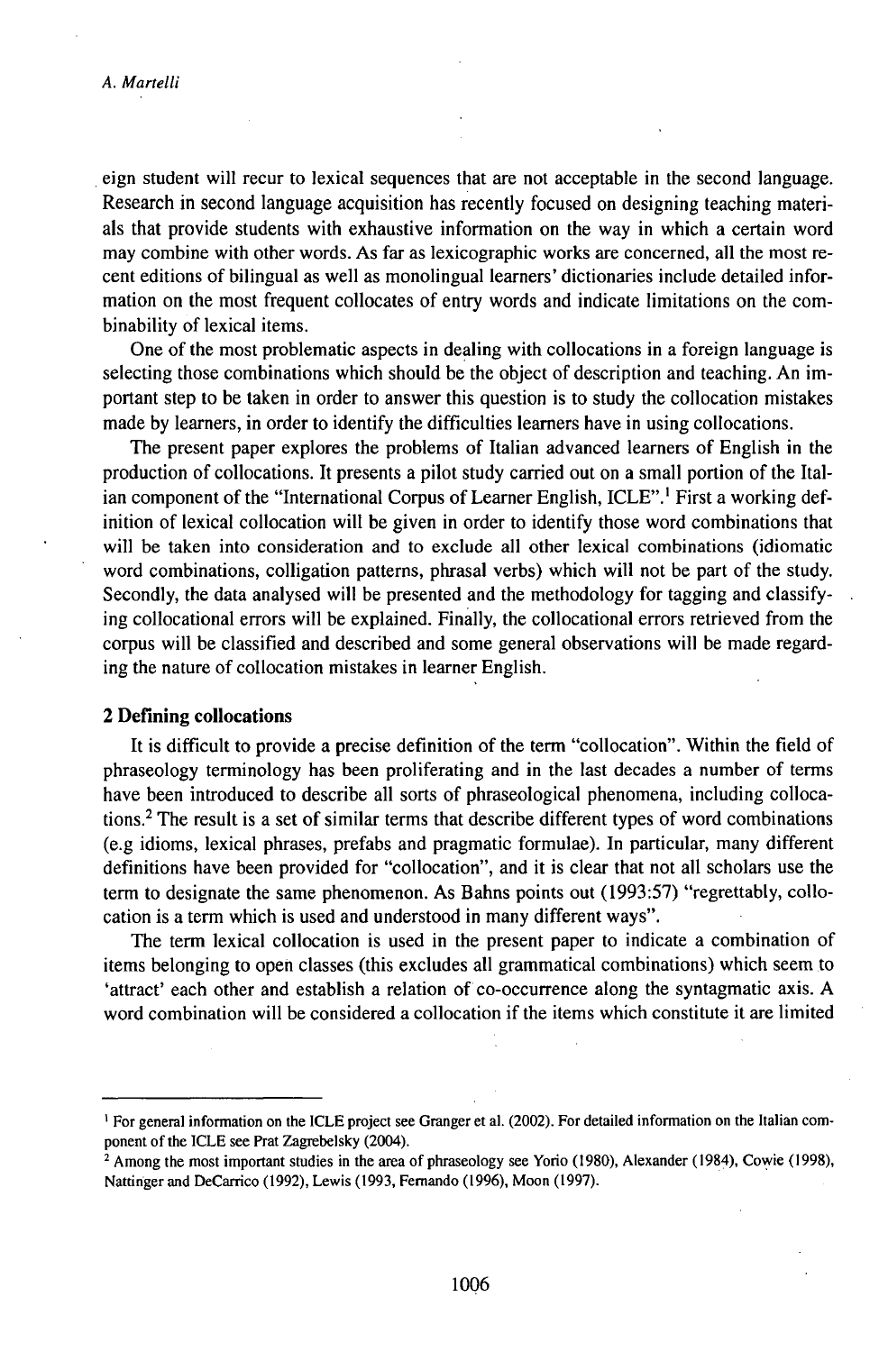eign student will recur to lexical sequences that are not acceptable in the second language. Research in second language acquisition has recently focused on designing teaching materials that provide students with exhaustive information on the way in which a certain word may combine with other words. As far as lexicographic works are concerned, all the most recent editions of bilingual as well as monolingual learners' dictionaries include detailed information on the most frequent collocates of entry words and indicate limitations on the combinability of lexical items.

One of the most problematic aspects in dealing with collocations in a foreign language is selecting those combinations which should be the object of description and teaching. An important step to be taken in order to answer this question is to study the collocation mistakes made by learners, in order to identify the difficulties learners have in using collocations.

The present paper explores the problems of Italian advanced learners of English in the production of collocations. It presents a pilot study carried out on a small portion of the Italian component of the "International Corpus of Learner English, ICLE".[1] First a working definition of lexical collocation will be given in order to identify those word combinations that will be taken into consideration and to exclude all other lexical combinations (idiomatic word combinations, colligation patterns, phrasal verbs) which will not be part of the study. Secondly, the data analysed will be presented and the methodology for tagging and classifying collocational errors will be explained. Finally, the collocational errors retrieved from the corpus will be classified and described and some general observations will be made regarding the nature of collocation mistakes in learner English.

## 2 Defining collocations

It is difficult to provide a precise definition of the term "collocation". Within the field of phraseology terminology has been proliferating and in the last decades a number of terms have been introduced to describe all sorts of phraseological phenomena, including collocations.[2] The result is a set of similar terms that describe different types of word combinations (e.g idioms, lexical phrases, prefabs and pragmatic formulae). In particular, many different definitions have been provided for "collocation", and it is clear that not all scholars use the term to designate the same phenomenon. As Bahns points out (1993:57) "regrettably, collocation is a term which is used and understood in many different ways".

The term lexical collocation is used in the present paper to indicate a combination of items belonging to open classes (this excludes all grammatical combinations) which seem to 'attract' each other and establish a relation of co-occurrence along the syntagmatic axis. A word combination will be considered a collocation if the items which constitute it are limited

---

[1] For general information on the ICLE project see Granger et al. (2002). For detailed information on the Italian component of the ICLE see Prat Zagrebelsky (2004).

[2] Among the most important studies in the area of phraseology see Yorio (1980), Alexander (1984), Cowie (1998), Nattinger and DeCarrico (1992), Lewis (1993, Fernando (1996), Moon (1997).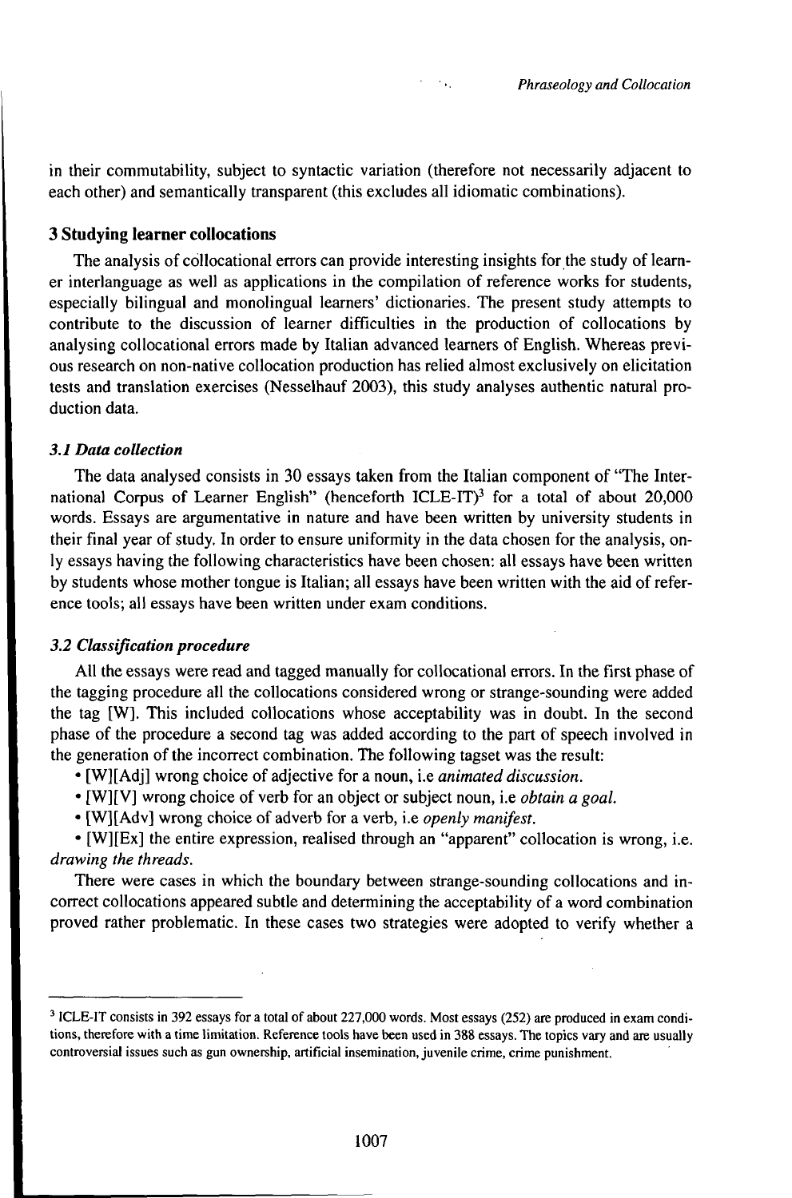in their commutability, subject to syntactic variation (therefore not necessarily adjacent to each other) and semantically transparent (this excludes all idiomatic combinations).

## 3 Studying learner collocations

The analysis of collocational errors can provide interesting insights for the study of learner interlanguage as well as applications in the compilation of reference works for students, especially bilingual and monolingual learners' dictionaries. The present study attempts to contribute to the discussion of learner difficulties in the production of collocations by analysing collocational errors made by Italian advanced learners of English. Whereas previous research on non-native collocation production has relied almost exclusively on elicitation tests and translation exercises (Nesselhauf 2003), this study analyses authentic natural production data.

### *3.1 Data collection*

The data analysed consists in 30 essays taken from the Italian component of "The International Corpus of Learner English" (henceforth ICLE-IT)[3] for a total of about 20,000 words. Essays are argumentative in nature and have been written by university students in their final year of study. In order to ensure uniformity in the data chosen for the analysis, only essays having the following characteristics have been chosen: all essays have been written by students whose mother tongue is Italian; all essays have been written with the aid of reference tools; all essays have been written under exam conditions.

### *3.2 Classification procedure*

All the essays were read and tagged manually for collocational errors. In the first phase of the tagging procedure all the collocations considered wrong or strange-sounding were added the tag [W]. This included collocations whose acceptability was in doubt. In the second phase of the procedure a second tag was added according to the part of speech involved in the generation of the incorrect combination. The following tagset was the result:

- [W][Adj] wrong choice of adjective for a noun, i.e *animated discussion.*
- [W][V] wrong choice of verb for an object or subject noun, i.e *obtain a goal.*
- [W][Adv] wrong choice of adverb for a verb, i.e *openly manifest.*
- [W][Ex] the entire expression, realised through an "apparent" collocation is wrong, i.e. *drawing the threads.*

There were cases in which the boundary between strange-sounding collocations and incorrect collocations appeared subtle and determining the acceptability of a word combination proved rather problematic. In these cases two strategies were adopted to verify whether a

[3] ICLE-IT consists in 392 essays for a total of about 227,000 words. Most essays (252) are produced in exam conditions, therefore with a time limitation. Reference tools have been used in 388 essays. The topics vary and are usually controversial issues such as gun ownership, artificial insemination, juvenile crime, crime punishment.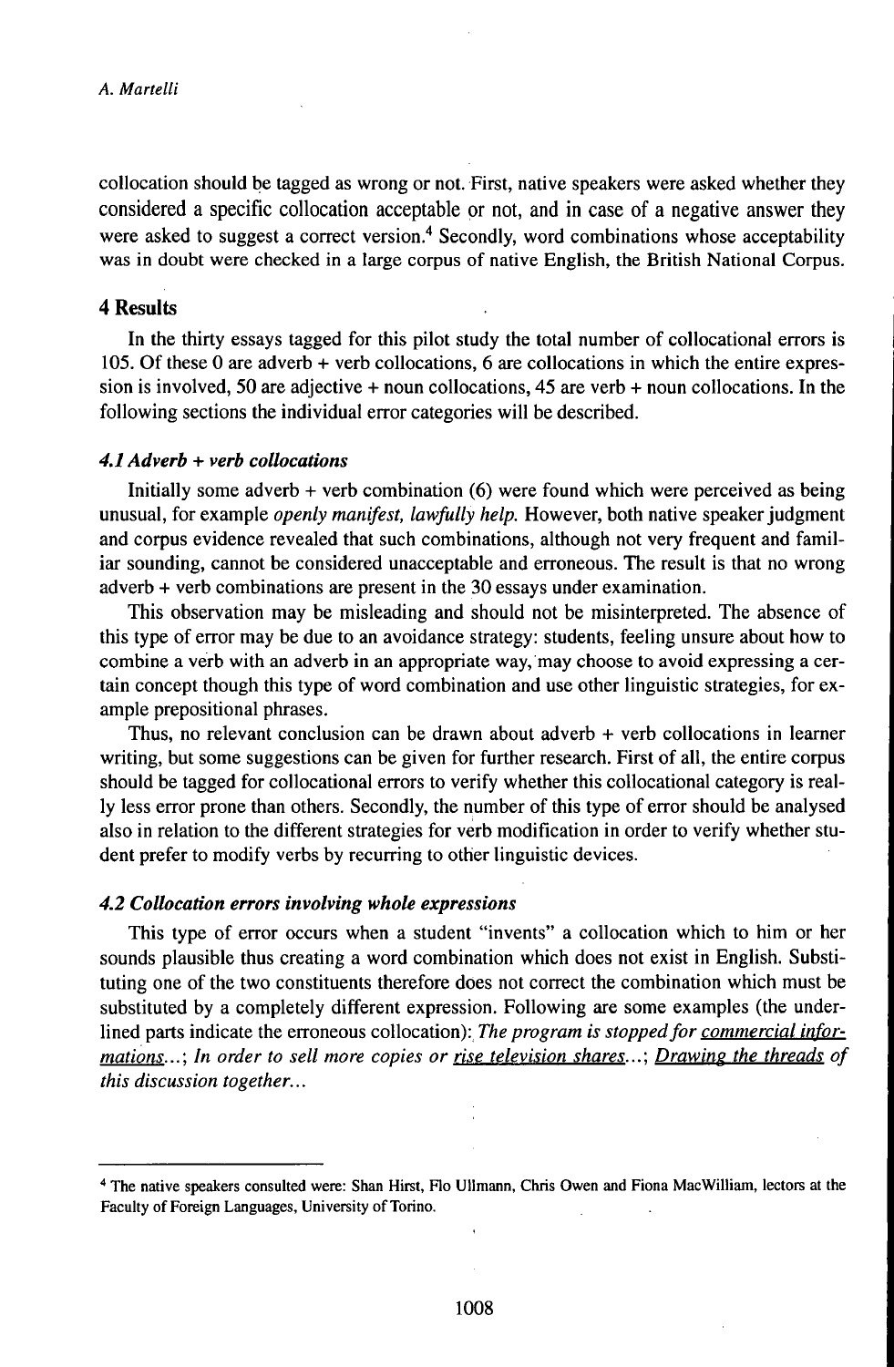collocation should be tagged as wrong or not. First, native speakers were asked whether they considered a specific collocation acceptable or not, and in case of a negative answer they were asked to suggest a correct version.[4] Secondly, word combinations whose acceptability was in doubt were checked in a large corpus of native English, the British National Corpus.

## 4 Results

In the thirty essays tagged for this pilot study the total number of collocational errors is 105. Of these 0 are adverb + verb collocations, 6 are collocations in which the entire expression is involved, 50 are adjective + noun collocations, 45 are verb + noun collocations. In the following sections the individual error categories will be described.

### *4.1 Adverb + verb collocations*

Initially some adverb + verb combination (6) were found which were perceived as being unusual, for example *openly manifest, lawfully help.* However, both native speaker judgment and corpus evidence revealed that such combinations, although not very frequent and familiar sounding, cannot be considered unacceptable and erroneous. The result is that no wrong adverb + verb combinations are present in the 30 essays under examination.

This observation may be misleading and should not be misinterpreted. The absence of this type of error may be due to an avoidance strategy: students, feeling unsure about how to combine a verb with an adverb in an appropriate way, may choose to avoid expressing a certain concept though this type of word combination and use other linguistic strategies, for example prepositional phrases.

Thus, no relevant conclusion can be drawn about adverb + verb collocations in learner writing, but some suggestions can be given for further research. First of all, the entire corpus should be tagged for collocational errors to verify whether this collocational category is really less error prone than others. Secondly, the number of this type of error should be analysed also in relation to the different strategies for verb modification in order to verify whether student prefer to modify verbs by recurring to other linguistic devices.

### *4.2 Collocation errors involving whole expressions*

This type of error occurs when a student "invents" a collocation which to him or her sounds plausible thus creating a word combination which does not exist in English. Substituting one of the two constituents therefore does not correct the combination which must be substituted by a completely different expression. Following are some examples (the underlined parts indicate the erroneous collocation): *The program is stopped for <u>commercial informations</u>...*; *In order to sell more copies or <u>rise television shares</u>...*; *<u>Drawing the threads</u> of this discussion together...*

---

[4] The native speakers consulted were: Shan Hirst, Flo Ullmann, Chris Owen and Fiona MacWilliam, lectors at the Faculty of Foreign Languages, University of Torino.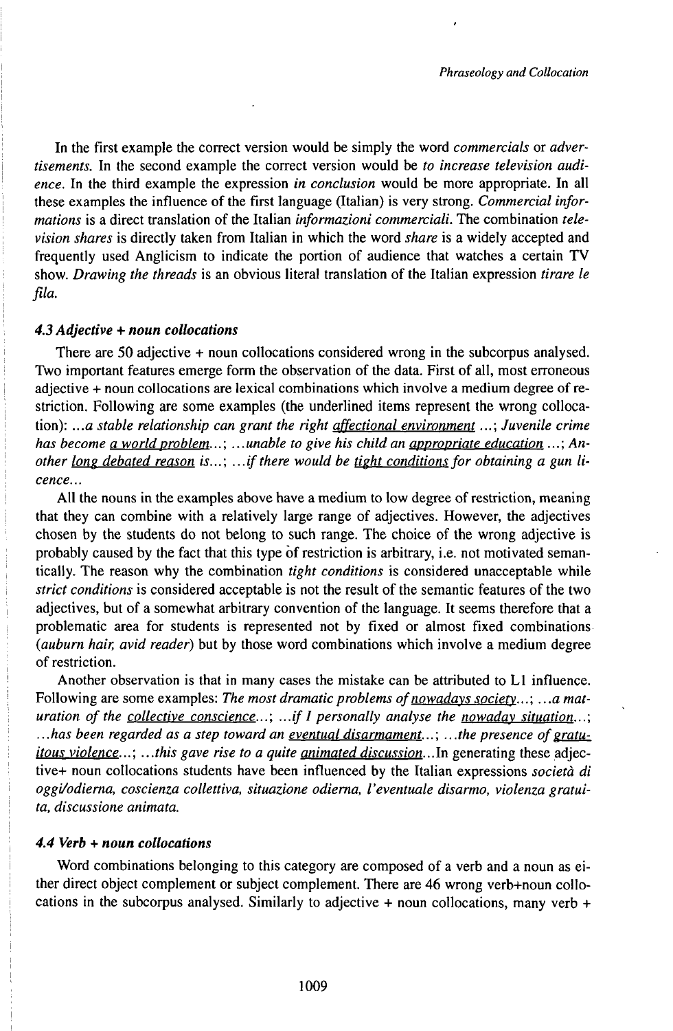In the first example the correct version would be simply the word *commercials* or *advertisements.* In the second example the correct version would be *to increase television audience*. In the third example the expression *in conclusion* would be more appropriate. In all these examples the influence of the first language (Italian) is very strong. *Commercial informations* is a direct translation of the Italian *informazioni commerciali*. The combination *television shares* is directly taken from Italian in which the word *share* is a widely accepted and frequently used Anglicism to indicate the portion of audience that watches a certain TV show. *Drawing the threads* is an obvious literal translation of the Italian expression *tirare le fila.*

#### *4.3 Adjective + noun collocations*

There are 50 adjective + noun collocations considered wrong in the subcorpus analysed. Two important features emerge form the observation of the data. First of all, most erroneous adjective + noun collocations are lexical combinations which involve a medium degree of restriction. Following are some examples (the underlined items represent the wrong collocation): *...a stable relationship can grant the right <u>affectional environment</u> ...; Juvenile crime has become <u>a world problem</u>...; ...unable to give his child an <u>appropriate education</u> ...; Another <u>long debated reason</u> is...; ...if there would be <u>tight conditions</u> for obtaining a gun licence...*

All the nouns in the examples above have a medium to low degree of restriction, meaning that they can combine with a relatively large range of adjectives. However, the adjectives chosen by the students do not belong to such range. The choice of the wrong adjective is probably caused by the fact that this type of restriction is arbitrary, i.e. not motivated semantically. The reason why the combination *tight conditions* is considered unacceptable while *strict conditions* is considered acceptable is not the result of the semantic features of the two adjectives, but of a somewhat arbitrary convention of the language. It seems therefore that a problematic area for students is represented not by fixed or almost fixed combinations (*auburn hair, avid reader*) but by those word combinations which involve a medium degree of restriction.

Another observation is that in many cases the mistake can be attributed to L1 influence. Following are some examples: *The most dramatic problems of <u>nowadays society</u>...; ...a maturation of the <u>collective conscience</u>...; ...if I personally analyse the <u>nowaday situation</u>...; ...has been regarded as a step toward an <u>eventual disarmament</u>...; ...the presence of <u>gratuitous violence</u>...; ...this gave rise to a quite <u>animated discussion</u>...*In generating these adjective+ noun collocations students have been influenced by the Italian expressions *società di oggi/odierna, coscienza collettiva, situazione odierna, l'eventuale disarmo, violenza gratuita, discussione animata.*

#### *4.4 Verb + noun collocations*

Word combinations belonging to this category are composed of a verb and a noun as either direct object complement or subject complement. There are 46 wrong verb+noun collocations in the subcorpus analysed. Similarly to adjective + noun collocations, many verb +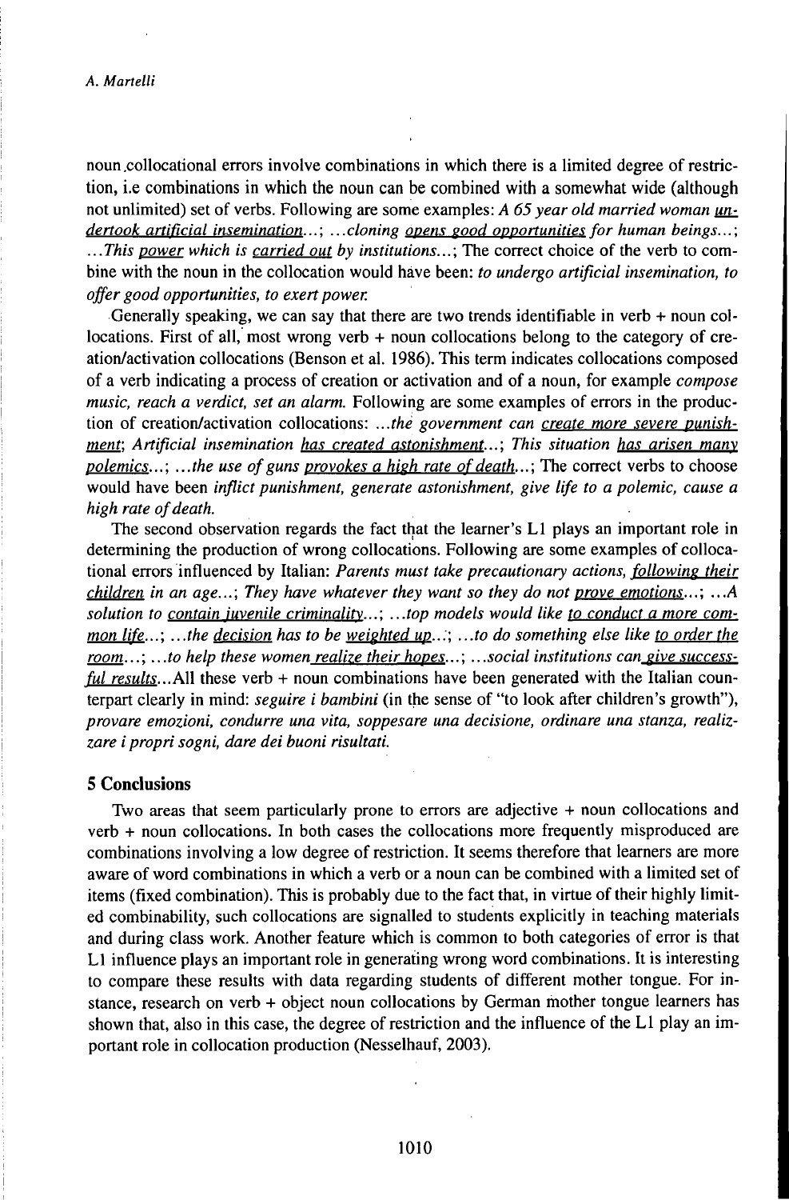noun collocational errors involve combinations in which there is a limited degree of restriction, i.e combinations in which the noun can be combined with a somewhat wide (although not unlimited) set of verbs. Following are some examples: *A 65 year old married woman undertook artificial insemination...*; *...cloning opens good opportunities for human beings...*; *...This power which is carried out by institutions...*; The correct choice of the verb to combine with the noun in the collocation would have been: *to undergo artificial insemination, to offer good opportunities, to exert power.*

Generally speaking, we can say that there are two trends identifiable in verb + noun collocations. First of all, most wrong verb + noun collocations belong to the category of creation/activation collocations (Benson et al. 1986). This term indicates collocations composed of a verb indicating a process of creation or activation and of a noun, for example *compose music, reach a verdict, set an alarm.* Following are some examples of errors in the production of creation/activation collocations: *...the government can create more severe punishment*; *Artificial insemination has created astonishment...*; *This situation has arisen many polemics...*; *...the use of guns provokes a high rate of death...*; The correct verbs to choose would have been *inflict punishment, generate astonishment, give life to a polemic, cause a high rate of death.*

The second observation regards the fact that the learner's L1 plays an important role in determining the production of wrong collocations. Following are some examples of collocational errors influenced by Italian: *Parents must take precautionary actions, following their children in an age...*; *They have whatever they want so they do not prove emotions...*; *...A solution to contain juvenile criminality...*; *...top models would like to conduct a more common life...*; *...the decision has to be weighted up...*; *...to do something else like to order the room...*; *...to help these women realize their hopes...*; *...social institutions can give successful results...* All these verb + noun combinations have been generated with the Italian counterpart clearly in mind: *seguire i bambini* (in the sense of "to look after children's growth"), *provare emozioni, condurre una vita, soppesare una decisione, ordinare una stanza, realizzare i propri sogni, dare dei buoni risultati.*

## 5 Conclusions

Two areas that seem particularly prone to errors are adjective + noun collocations and verb + noun collocations. In both cases the collocations more frequently misproduced are combinations involving a low degree of restriction. It seems therefore that learners are more aware of word combinations in which a verb or a noun can be combined with a limited set of items (fixed combination). This is probably due to the fact that, in virtue of their highly limited combinability, such collocations are signalled to students explicitly in teaching materials and during class work. Another feature which is common to both categories of error is that L1 influence plays an important role in generating wrong word combinations. It is interesting to compare these results with data regarding students of different mother tongue. For instance, research on verb + object noun collocations by German mother tongue learners has shown that, also in this case, the degree of restriction and the influence of the L1 play an important role in collocation production (Nesselhauf, 2003).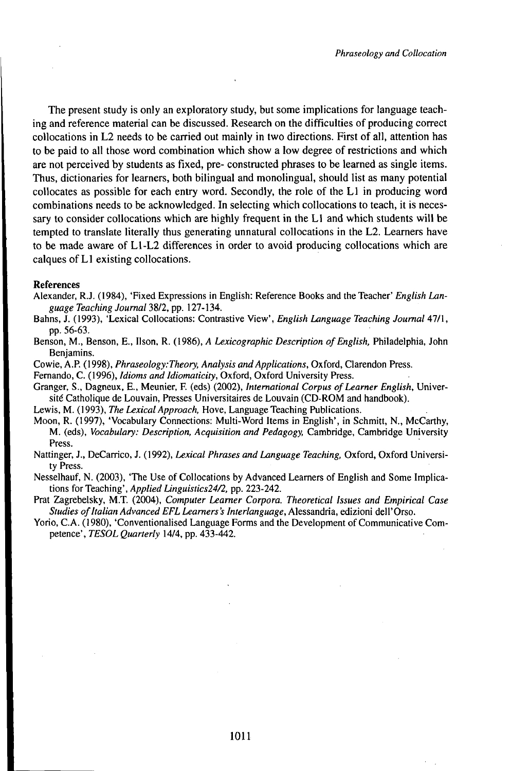The present study is only an exploratory study, but some implications for language teaching and reference material can be discussed. Research on the difficulties of producing correct collocations in L2 needs to be carried out mainly in two directions. First of all, attention has to be paid to all those word combination which show a low degree of restrictions and which are not perceived by students as fixed, pre- constructed phrases to be learned as single items. Thus, dictionaries for learners, both bilingual and monolingual, should list as many potential collocates as possible for each entry word. Secondly, the role of the L1 in producing word combinations needs to be acknowledged. In selecting which collocations to teach, it is necessary to consider collocations which are highly frequent in the L1 and which students will be tempted to translate literally thus generating unnatural collocations in the L2. Learners have to be made aware of L1-L2 differences in order to avoid producing collocations which are calques of L1 existing collocations.

**References**

Alexander, R.J. (1984), 'Fixed Expressions in English: Reference Books and the Teacher' *English Language Teaching Journal* 38/2, pp. 127-134.

Bahns, J. (1993), 'Lexical Collocations: Contrastive View', *English Language Teaching Journal* 47/1, pp. 56-63.

Benson, M., Benson, E., Ilson, R. (1986), *A Lexicographic Description of English,* Philadelphia, John Benjamins.

Cowie, A.P. (1998), *Phraseology:Theory, Analysis and Applications*, Oxford, Clarendon Press.

Fernando, C. (1996), *Idioms and Idiomaticity*, Oxford, Oxford University Press.

Granger, S., Dagneux, E., Meunier, F. (eds) (2002), *International Corpus of Learner English*, Université Catholique de Louvain, Presses Universitaires de Louvain (CD-ROM and handbook).

Lewis, M. (1993), *The Lexical Approach,* Hove, Language Teaching Publications.

Moon, R. (1997), 'Vocabulary Connections: Multi-Word Items in English', in Schmitt, N., McCarthy, M. (eds), *Vocabulary: Description, Acquisition and Pedagogy,* Cambridge, Cambridge University Press.

Nattinger, J., DeCarrico, J. (1992), *Lexical Phrases and Language Teaching,* Oxford, Oxford University Press.

Nesselhauf, N. (2003), 'The Use of Collocations by Advanced Learners of English and Some Implications for Teaching', *Applied Linguistics24/2,* pp. 223-242.

Prat Zagrebelsky, M.T. (2004), *Computer Learner Corpora. Theoretical Issues and Empirical Case Studies of Italian Advanced EFL Learners's Interlanguage*, Alessandria, edizioni dell'Orso.

Yorio, C.A. (1980), 'Conventionalised Language Forms and the Development of Communicative Competence', *TESOL Quarterly* 14/4, pp. 433-442.